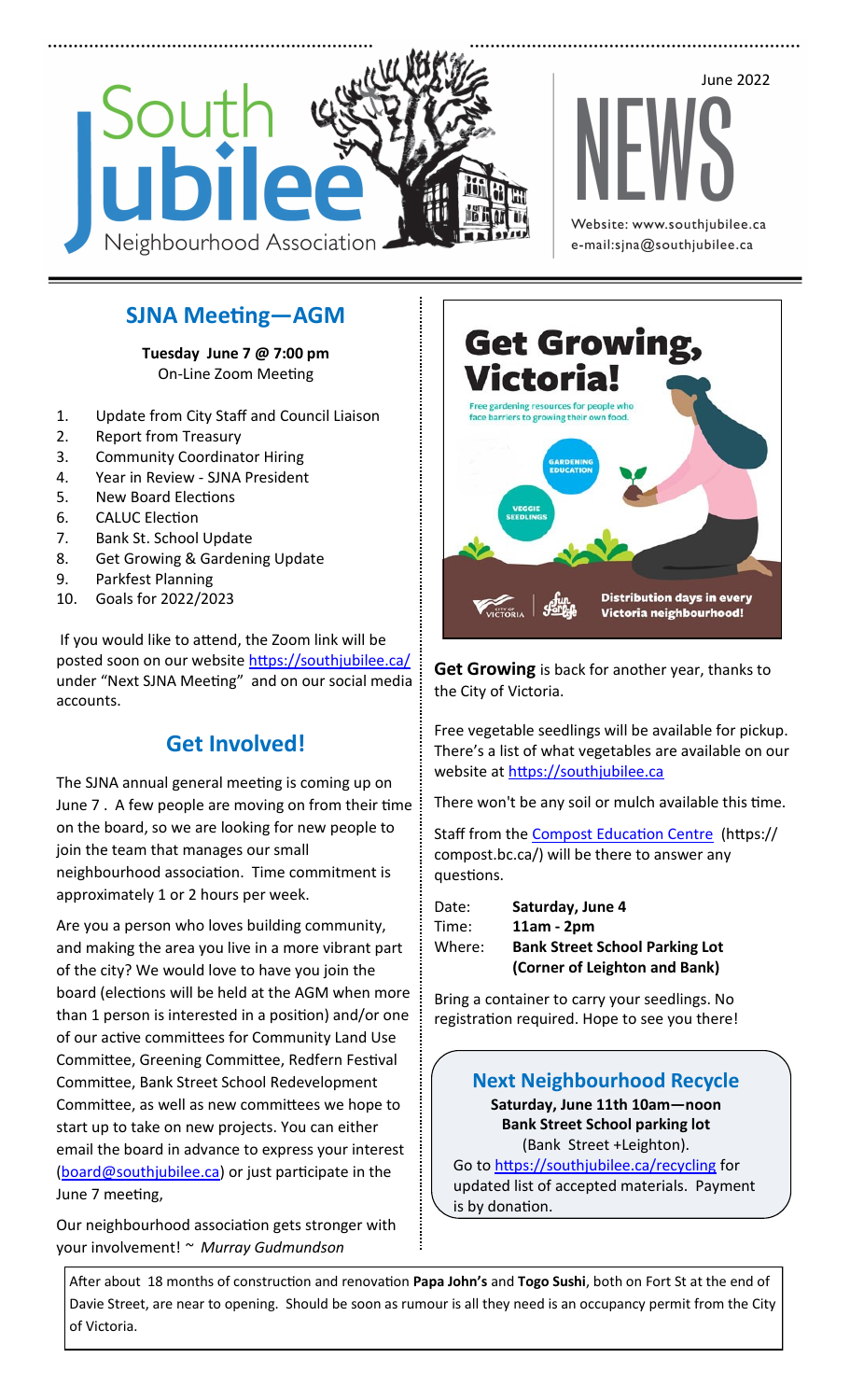# South Jubilee Neighbourhood Association

June 2022

# NEWS

Website: www.southjubilee.ca
e-mail:sjna@southjubilee.ca

## SJNA Meeting—AGM

**Tuesday June 7 @ 7:00 pm**
On-Line Zoom Meeting

1. Update from City Staff and Council Liaison
2. Report from Treasury
3. Community Coordinator Hiring
4. Year in Review - SJNA President
5. New Board Elections
6. CALUC Election
7. Bank St. School Update
8. Get Growing & Gardening Update
9. Parkfest Planning
10. Goals for 2022/2023

If you would like to attend, the Zoom link will be posted soon on our website https://southjubilee.ca/ under "Next SJNA Meeting" and on our social media accounts.

## Get Involved!

The SJNA annual general meeting is coming up on June 7 . A few people are moving on from their time on the board, so we are looking for new people to join the team that manages our small neighbourhood association. Time commitment is approximately 1 or 2 hours per week.

Are you a person who loves building community, and making the area you live in a more vibrant part of the city? We would love to have you join the board (elections will be held at the AGM when more than 1 person is interested in a position) and/or one of our active committees for Community Land Use Committee, Greening Committee, Redfern Festival Committee, Bank Street School Redevelopment Committee, as well as new committees we hope to start up to take on new projects. You can either email the board in advance to express your interest (board@southjubilee.ca) or just participate in the June 7 meeting,

Our neighbourhood association gets stronger with your involvement! ~ *Murray Gudmundson*

**Get Growing, Victoria!**

Free gardening resources for people who face barriers to growing their own food.

GARDENING EDUCATION

VEGGIE SEEDLINGS

Distribution days in every Victoria neighbourhood!

**Get Growing** is back for another year, thanks to the City of Victoria.

Free vegetable seedlings will be available for pickup. There's a list of what vegetables are available on our website at https://southjubilee.ca

There won't be any soil or mulch available this time.

Staff from the Compost Education Centre (https://compost.bc.ca/) will be there to answer any questions.

| | |
|---|---|
| Date: | **Saturday, June 4** |
| Time: | **11am - 2pm** |
| Where: | **Bank Street School Parking Lot (Corner of Leighton and Bank)** |

Bring a container to carry your seedlings. No registration required. Hope to see you there!

## Next Neighbourhood Recycle

**Saturday, June 11th 10am—noon**
**Bank Street School parking lot**
(Bank Street +Leighton).
Go to https://southjubilee.ca/recycling for updated list of accepted materials. Payment is by donation.

After about 18 months of construction and renovation **Papa John's** and **Togo Sushi**, both on Fort St at the end of Davie Street, are near to opening. Should be soon as rumour is all they need is an occupancy permit from the City of Victoria.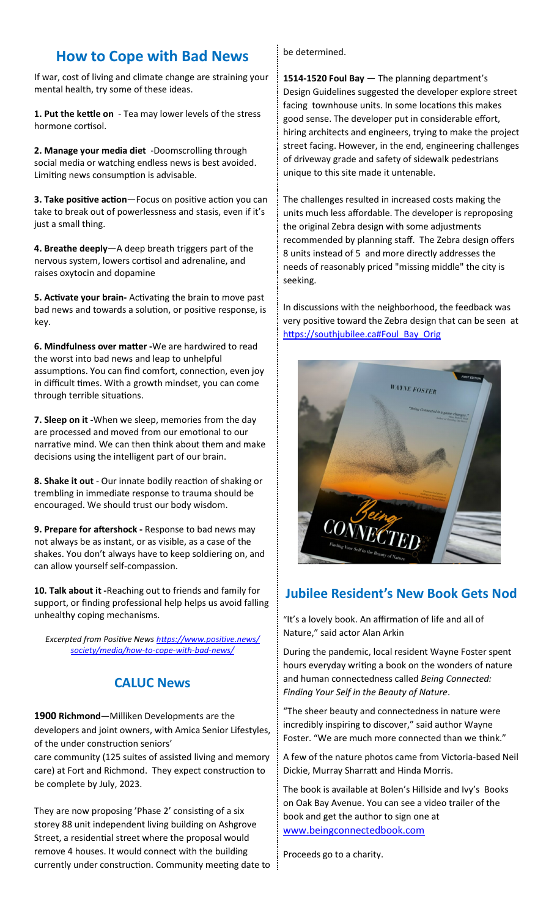## How to Cope with Bad News

If war, cost of living and climate change are straining your mental health, try some of these ideas.

**1. Put the kettle on** - Tea may lower levels of the stress hormone cortisol.

**2. Manage your media diet** -Doomscrolling through social media or watching endless news is best avoided. Limiting news consumption is advisable.

**3. Take positive action**—Focus on positive action you can take to break out of powerlessness and stasis, even if it's just a small thing.

**4. Breathe deeply**—A deep breath triggers part of the nervous system, lowers cortisol and adrenaline, and raises oxytocin and dopamine

**5. Activate your brain-** Activating the brain to move past bad news and towards a solution, or positive response, is key.

**6. Mindfulness over matter -**We are hardwired to read the worst into bad news and leap to unhelpful assumptions. You can find comfort, connection, even joy in difficult times. With a growth mindset, you can come through terrible situations.

**7. Sleep on it -**When we sleep, memories from the day are processed and moved from our emotional to our narrative mind. We can then think about them and make decisions using the intelligent part of our brain.

**8. Shake it out** - Our innate bodily reaction of shaking or trembling in immediate response to trauma should be encouraged. We should trust our body wisdom.

**9. Prepare for aftershock -** Response to bad news may not always be as instant, or as visible, as a case of the shakes. You don't always have to keep soldiering on, and can allow yourself self-compassion.

**10. Talk about it -**Reaching out to friends and family for support, or finding professional help helps us avoid falling unhealthy coping mechanisms.

*Excerpted from Positive News https://www.positive.news/society/media/how-to-cope-with-bad-news/*

## CALUC News

**1900 Richmond**—Milliken Developments are the developers and joint owners, with Amica Senior Lifestyles, of the under construction seniors' care community (125 suites of assisted living and memory care) at Fort and Richmond. They expect construction to be complete by July, 2023.

They are now proposing 'Phase 2' consisting of a six storey 88 unit independent living building on Ashgrove Street, a residential street where the proposal would remove 4 houses. It would connect with the building currently under construction. Community meeting date to be determined.

**1514-1520 Foul Bay** — The planning department's Design Guidelines suggested the developer explore street facing townhouse units. In some locations this makes good sense. The developer put in considerable effort, hiring architects and engineers, trying to make the project street facing. However, in the end, engineering challenges of driveway grade and safety of sidewalk pedestrians unique to this site made it untenable.

The challenges resulted in increased costs making the units much less affordable. The developer is reproposing the original Zebra design with some adjustments recommended by planning staff. The Zebra design offers 8 units instead of 5 and more directly addresses the needs of reasonably priced "missing middle" the city is seeking.

In discussions with the neighborhood, the feedback was very positive toward the Zebra design that can be seen at https://southjubilee.ca#Foul_Bay_Orig

## Jubilee Resident's New Book Gets Nod

"It's a lovely book. An affirmation of life and all of Nature," said actor Alan Arkin

During the pandemic, local resident Wayne Foster spent hours everyday writing a book on the wonders of nature and human connectedness called *Being Connected: Finding Your Self in the Beauty of Nature*.

"The sheer beauty and connectedness in nature were incredibly inspiring to discover," said author Wayne Foster. "We are much more connected than we think."

A few of the nature photos came from Victoria-based Neil Dickie, Murray Sharratt and Hinda Morris.

The book is available at Bolen's Hillside and Ivy's Books on Oak Bay Avenue. You can see a video trailer of the book and get the author to sign one at www.beingconnectedbook.com

Proceeds go to a charity.